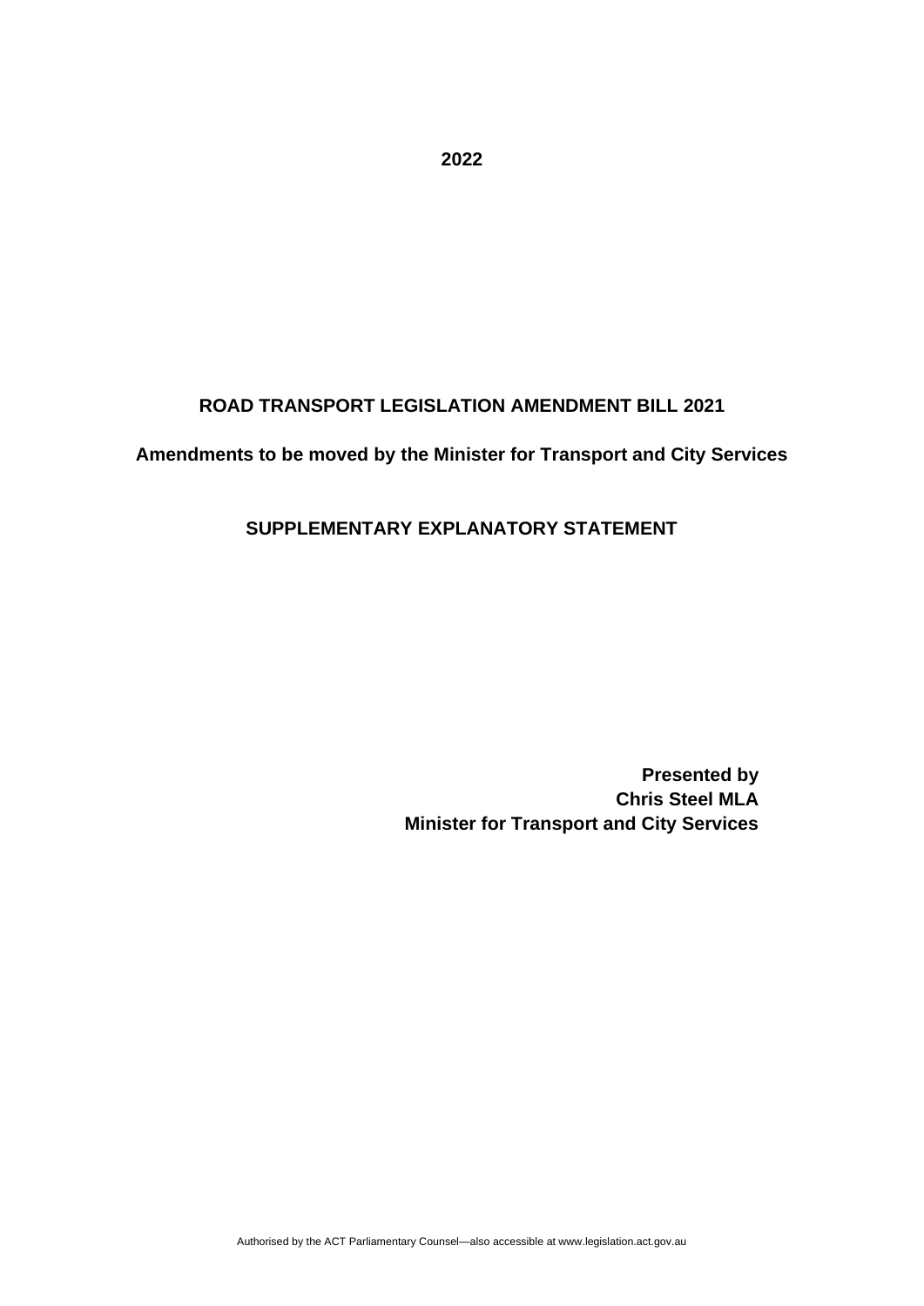**2022**

**ROAD TRANSPORT LEGISLATION AMENDMENT BILL 2021**

**Amendments to be moved by the Minister for Transport and City Services**

**SUPPLEMENTARY EXPLANATORY STATEMENT**

**Presented by**
**Chris Steel MLA**
**Minister for Transport and City Services**

Authorised by the ACT Parliamentary Counsel—also accessible at www.legislation.act.gov.au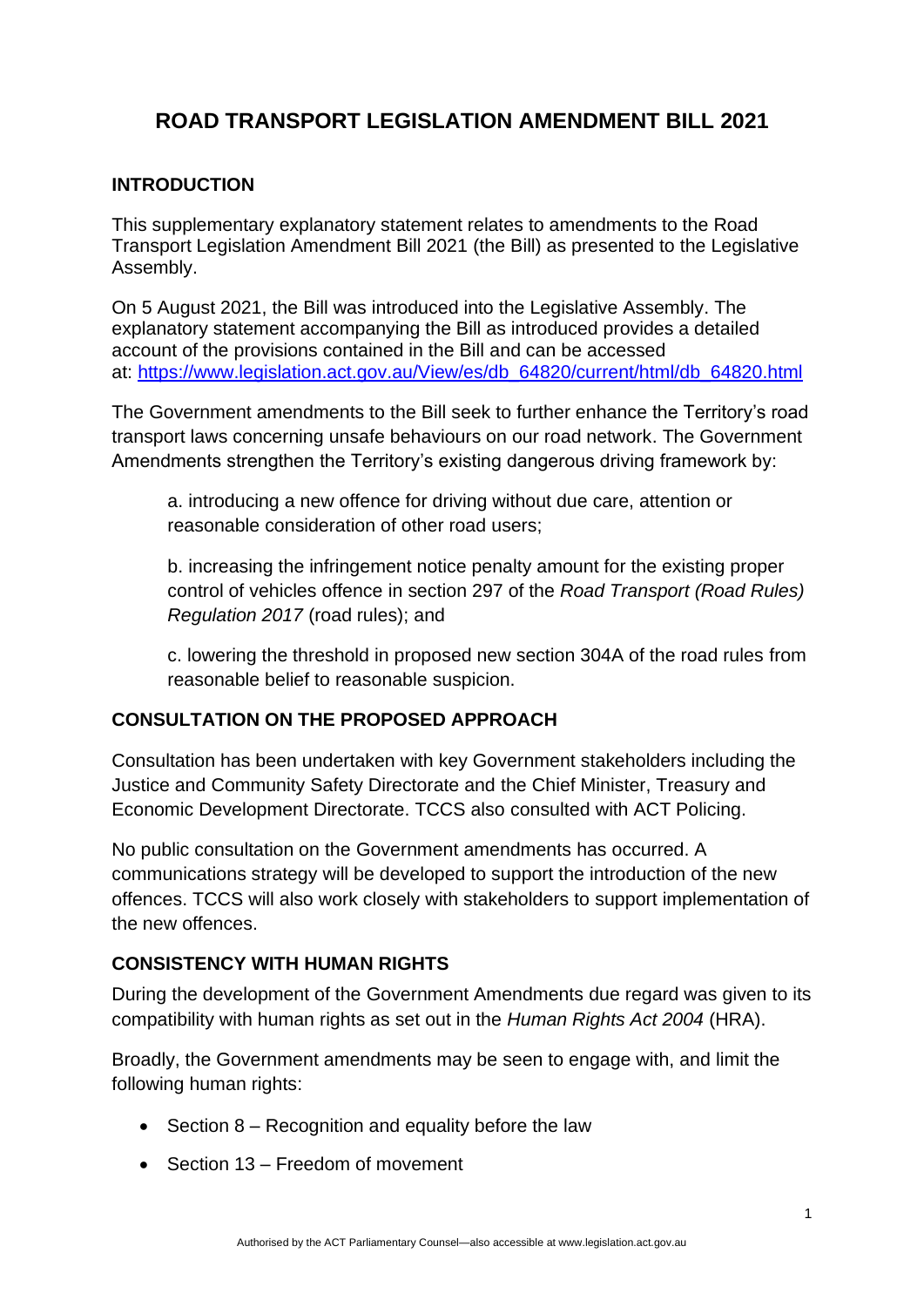# ROAD TRANSPORT LEGISLATION AMENDMENT BILL 2021

## INTRODUCTION

This supplementary explanatory statement relates to amendments to the Road Transport Legislation Amendment Bill 2021 (the Bill) as presented to the Legislative Assembly.

On 5 August 2021, the Bill was introduced into the Legislative Assembly. The explanatory statement accompanying the Bill as introduced provides a detailed account of the provisions contained in the Bill and can be accessed at: [https://www.legislation.act.gov.au/View/es/db_64820/current/html/db_64820.html](https://www.legislation.act.gov.au/View/es/db_64820/current/html/db_64820.html)

The Government amendments to the Bill seek to further enhance the Territory's road transport laws concerning unsafe behaviours on our road network. The Government Amendments strengthen the Territory's existing dangerous driving framework by:

a. introducing a new offence for driving without due care, attention or reasonable consideration of other road users;

b. increasing the infringement notice penalty amount for the existing proper control of vehicles offence in section 297 of the *Road Transport (Road Rules) Regulation 2017* (road rules); and

c. lowering the threshold in proposed new section 304A of the road rules from reasonable belief to reasonable suspicion.

## CONSULTATION ON THE PROPOSED APPROACH

Consultation has been undertaken with key Government stakeholders including the Justice and Community Safety Directorate and the Chief Minister, Treasury and Economic Development Directorate. TCCS also consulted with ACT Policing.

No public consultation on the Government amendments has occurred. A communications strategy will be developed to support the introduction of the new offences. TCCS will also work closely with stakeholders to support implementation of the new offences.

## CONSISTENCY WITH HUMAN RIGHTS

During the development of the Government Amendments due regard was given to its compatibility with human rights as set out in the *Human Rights Act 2004* (HRA).

Broadly, the Government amendments may be seen to engage with, and limit the following human rights:

- Section 8 – Recognition and equality before the law
- Section 13 – Freedom of movement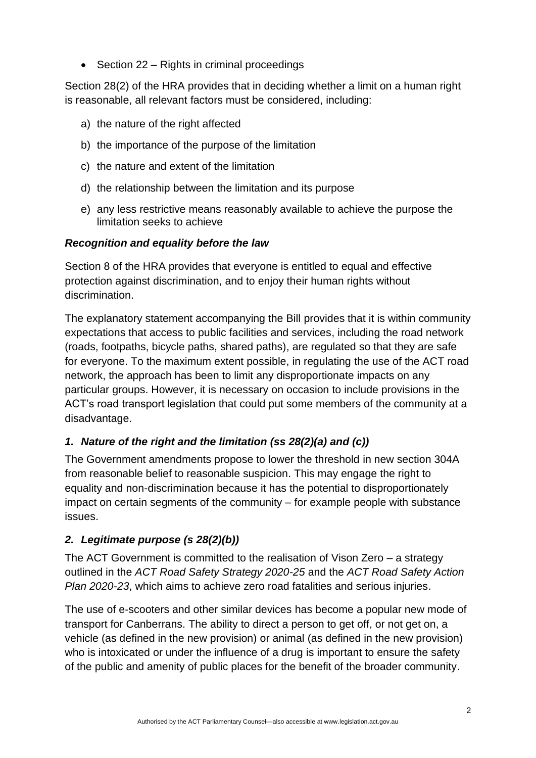- Section 22 – Rights in criminal proceedings

Section 28(2) of the HRA provides that in deciding whether a limit on a human right is reasonable, all relevant factors must be considered, including:

a) the nature of the right affected
b) the importance of the purpose of the limitation
c) the nature and extent of the limitation
d) the relationship between the limitation and its purpose
e) any less restrictive means reasonably available to achieve the purpose the limitation seeks to achieve

***Recognition and equality before the law***

Section 8 of the HRA provides that everyone is entitled to equal and effective protection against discrimination, and to enjoy their human rights without discrimination.

The explanatory statement accompanying the Bill provides that it is within community expectations that access to public facilities and services, including the road network (roads, footpaths, bicycle paths, shared paths), are regulated so that they are safe for everyone. To the maximum extent possible, in regulating the use of the ACT road network, the approach has been to limit any disproportionate impacts on any particular groups. However, it is necessary on occasion to include provisions in the ACT's road transport legislation that could put some members of the community at a disadvantage.

### *1. Nature of the right and the limitation (ss 28(2)(a) and (c))*

The Government amendments propose to lower the threshold in new section 304A from reasonable belief to reasonable suspicion. This may engage the right to equality and non-discrimination because it has the potential to disproportionately impact on certain segments of the community – for example people with substance issues.

### *2. Legitimate purpose (s 28(2)(b))*

The ACT Government is committed to the realisation of Vison Zero – a strategy outlined in the *ACT Road Safety Strategy 2020-25* and the *ACT Road Safety Action Plan 2020-23*, which aims to achieve zero road fatalities and serious injuries.

The use of e-scooters and other similar devices has become a popular new mode of transport for Canberrans. The ability to direct a person to get off, or not get on, a vehicle (as defined in the new provision) or animal (as defined in the new provision) who is intoxicated or under the influence of a drug is important to ensure the safety of the public and amenity of public places for the benefit of the broader community.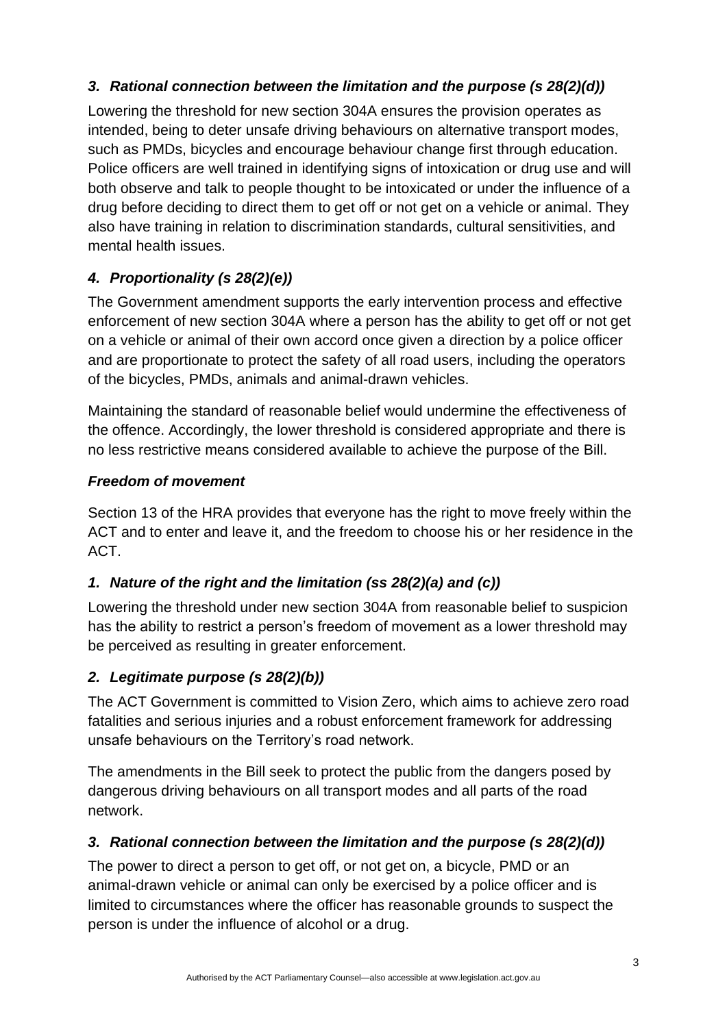### *3. Rational connection between the limitation and the purpose (s 28(2)(d))*

Lowering the threshold for new section 304A ensures the provision operates as intended, being to deter unsafe driving behaviours on alternative transport modes, such as PMDs, bicycles and encourage behaviour change first through education. Police officers are well trained in identifying signs of intoxication or drug use and will both observe and talk to people thought to be intoxicated or under the influence of a drug before deciding to direct them to get off or not get on a vehicle or animal. They also have training in relation to discrimination standards, cultural sensitivities, and mental health issues.

### *4. Proportionality (s 28(2)(e))*

The Government amendment supports the early intervention process and effective enforcement of new section 304A where a person has the ability to get off or not get on a vehicle or animal of their own accord once given a direction by a police officer and are proportionate to protect the safety of all road users, including the operators of the bicycles, PMDs, animals and animal-drawn vehicles.

Maintaining the standard of reasonable belief would undermine the effectiveness of the offence. Accordingly, the lower threshold is considered appropriate and there is no less restrictive means considered available to achieve the purpose of the Bill.

### *Freedom of movement*

Section 13 of the HRA provides that everyone has the right to move freely within the ACT and to enter and leave it, and the freedom to choose his or her residence in the ACT.

### *1. Nature of the right and the limitation (ss 28(2)(a) and (c))*

Lowering the threshold under new section 304A from reasonable belief to suspicion has the ability to restrict a person's freedom of movement as a lower threshold may be perceived as resulting in greater enforcement.

### *2. Legitimate purpose (s 28(2)(b))*

The ACT Government is committed to Vision Zero, which aims to achieve zero road fatalities and serious injuries and a robust enforcement framework for addressing unsafe behaviours on the Territory's road network.

The amendments in the Bill seek to protect the public from the dangers posed by dangerous driving behaviours on all transport modes and all parts of the road network.

### *3. Rational connection between the limitation and the purpose (s 28(2)(d))*

The power to direct a person to get off, or not get on, a bicycle, PMD or an animal-drawn vehicle or animal can only be exercised by a police officer and is limited to circumstances where the officer has reasonable grounds to suspect the person is under the influence of alcohol or a drug.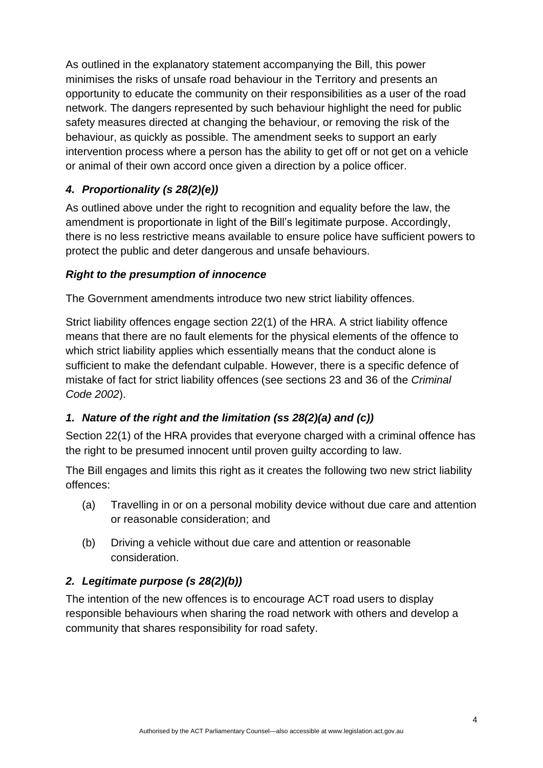As outlined in the explanatory statement accompanying the Bill, this power minimises the risks of unsafe road behaviour in the Territory and presents an opportunity to educate the community on their responsibilities as a user of the road network. The dangers represented by such behaviour highlight the need for public safety measures directed at changing the behaviour, or removing the risk of the behaviour, as quickly as possible. The amendment seeks to support an early intervention process where a person has the ability to get off or not get on a vehicle or animal of their own accord once given a direction by a police officer.

### *4. Proportionality (s 28(2)(e))*

As outlined above under the right to recognition and equality before the law, the amendment is proportionate in light of the Bill's legitimate purpose. Accordingly, there is no less restrictive means available to ensure police have sufficient powers to protect the public and deter dangerous and unsafe behaviours.

### *Right to the presumption of innocence*

The Government amendments introduce two new strict liability offences.

Strict liability offences engage section 22(1) of the HRA. A strict liability offence means that there are no fault elements for the physical elements of the offence to which strict liability applies which essentially means that the conduct alone is sufficient to make the defendant culpable. However, there is a specific defence of mistake of fact for strict liability offences (see sections 23 and 36 of the *Criminal Code 2002*).

### *1. Nature of the right and the limitation (ss 28(2)(a) and (c))*

Section 22(1) of the HRA provides that everyone charged with a criminal offence has the right to be presumed innocent until proven guilty according to law.

The Bill engages and limits this right as it creates the following two new strict liability offences:

(a) Travelling in or on a personal mobility device without due care and attention or reasonable consideration; and

(b) Driving a vehicle without due care and attention or reasonable consideration.

### *2. Legitimate purpose (s 28(2)(b))*

The intention of the new offences is to encourage ACT road users to display responsible behaviours when sharing the road network with others and develop a community that shares responsibility for road safety.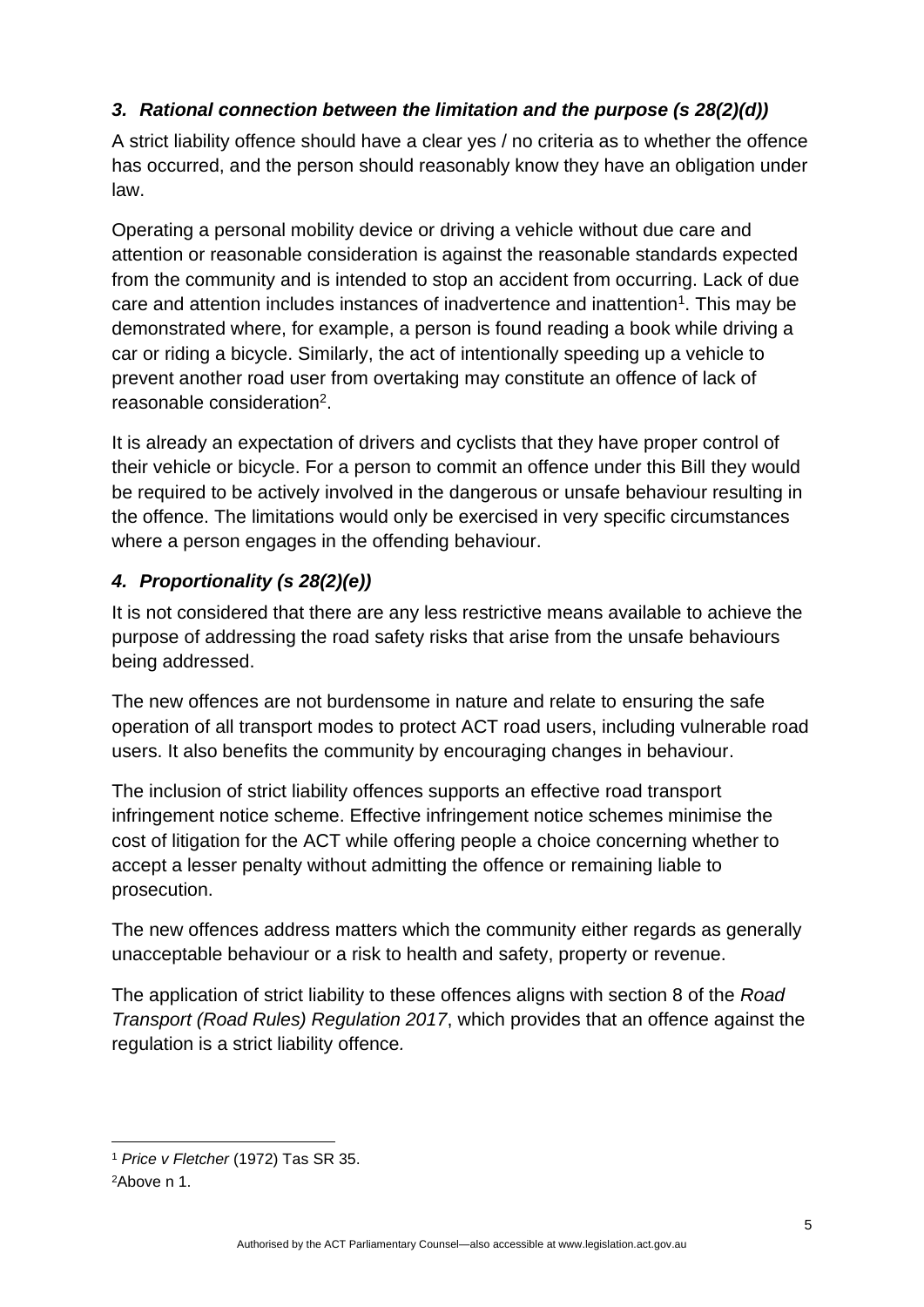### *3. Rational connection between the limitation and the purpose (s 28(2)(d))*

A strict liability offence should have a clear yes / no criteria as to whether the offence has occurred, and the person should reasonably know they have an obligation under law.

Operating a personal mobility device or driving a vehicle without due care and attention or reasonable consideration is against the reasonable standards expected from the community and is intended to stop an accident from occurring. Lack of due care and attention includes instances of inadvertence and inattention[1]. This may be demonstrated where, for example, a person is found reading a book while driving a car or riding a bicycle. Similarly, the act of intentionally speeding up a vehicle to prevent another road user from overtaking may constitute an offence of lack of reasonable consideration[2].

It is already an expectation of drivers and cyclists that they have proper control of their vehicle or bicycle. For a person to commit an offence under this Bill they would be required to be actively involved in the dangerous or unsafe behaviour resulting in the offence. The limitations would only be exercised in very specific circumstances where a person engages in the offending behaviour.

### *4. Proportionality (s 28(2)(e))*

It is not considered that there are any less restrictive means available to achieve the purpose of addressing the road safety risks that arise from the unsafe behaviours being addressed.

The new offences are not burdensome in nature and relate to ensuring the safe operation of all transport modes to protect ACT road users, including vulnerable road users. It also benefits the community by encouraging changes in behaviour.

The inclusion of strict liability offences supports an effective road transport infringement notice scheme. Effective infringement notice schemes minimise the cost of litigation for the ACT while offering people a choice concerning whether to accept a lesser penalty without admitting the offence or remaining liable to prosecution.

The new offences address matters which the community either regards as generally unacceptable behaviour or a risk to health and safety, property or revenue.

The application of strict liability to these offences aligns with section 8 of the *Road Transport (Road Rules) Regulation 2017*, which provides that an offence against the regulation is a strict liability offence.

---

[1] *Price v Fletcher* (1972) Tas SR 35.

[2] Above n 1.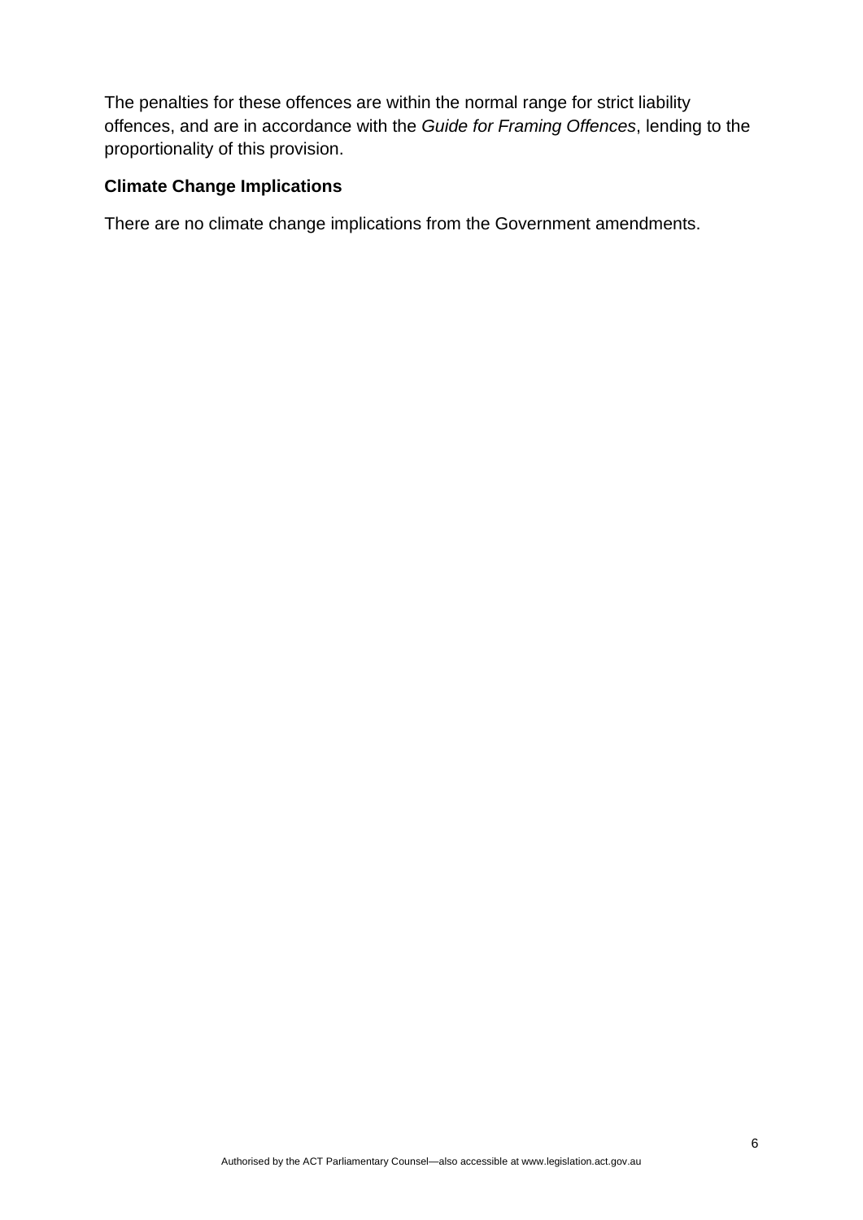The penalties for these offences are within the normal range for strict liability offences, and are in accordance with the *Guide for Framing Offences*, lending to the proportionality of this provision.

**Climate Change Implications**

There are no climate change implications from the Government amendments.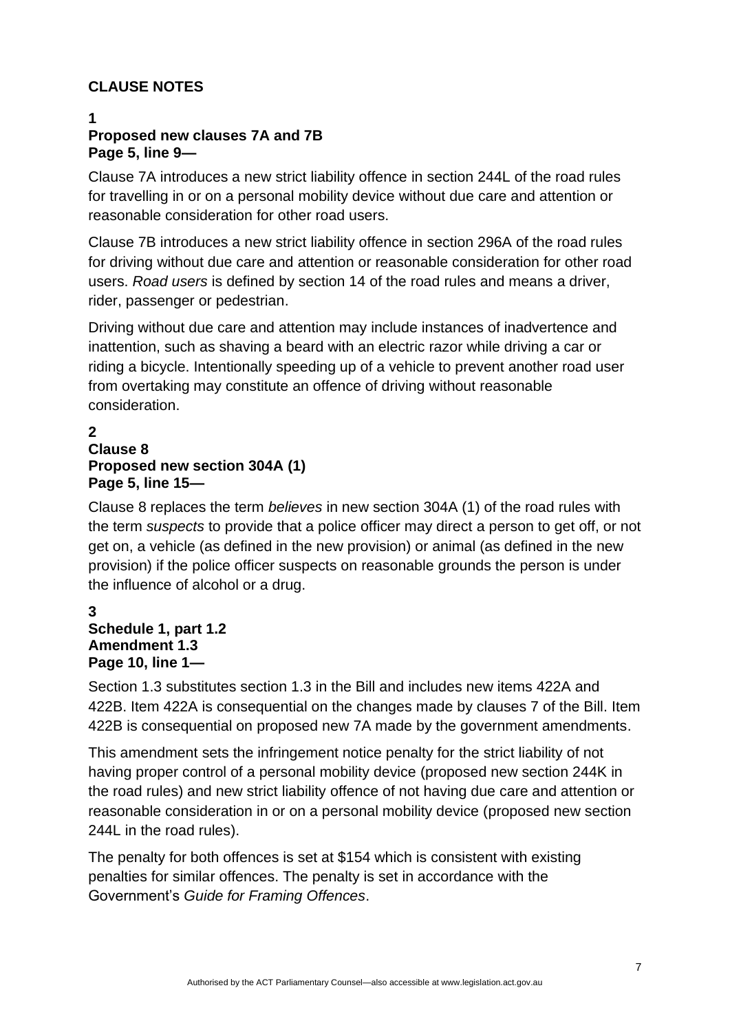## CLAUSE NOTES

**1**
**Proposed new clauses 7A and 7B**
**Page 5, line 9—**

Clause 7A introduces a new strict liability offence in section 244L of the road rules for travelling in or on a personal mobility device without due care and attention or reasonable consideration for other road users.

Clause 7B introduces a new strict liability offence in section 296A of the road rules for driving without due care and attention or reasonable consideration for other road users. *Road users* is defined by section 14 of the road rules and means a driver, rider, passenger or pedestrian.

Driving without due care and attention may include instances of inadvertence and inattention, such as shaving a beard with an electric razor while driving a car or riding a bicycle. Intentionally speeding up of a vehicle to prevent another road user from overtaking may constitute an offence of driving without reasonable consideration.

**2**
**Clause 8**
**Proposed new section 304A (1)**
**Page 5, line 15—**

Clause 8 replaces the term *believes* in new section 304A (1) of the road rules with the term *suspects* to provide that a police officer may direct a person to get off, or not get on, a vehicle (as defined in the new provision) or animal (as defined in the new provision) if the police officer suspects on reasonable grounds the person is under the influence of alcohol or a drug.

**3**
**Schedule 1, part 1.2**
**Amendment 1.3**
**Page 10, line 1—**

Section 1.3 substitutes section 1.3 in the Bill and includes new items 422A and 422B. Item 422A is consequential on the changes made by clauses 7 of the Bill. Item 422B is consequential on proposed new 7A made by the government amendments.

This amendment sets the infringement notice penalty for the strict liability of not having proper control of a personal mobility device (proposed new section 244K in the road rules) and new strict liability offence of not having due care and attention or reasonable consideration in or on a personal mobility device (proposed new section 244L in the road rules).

The penalty for both offences is set at $154 which is consistent with existing penalties for similar offences. The penalty is set in accordance with the Government's *Guide for Framing Offences*.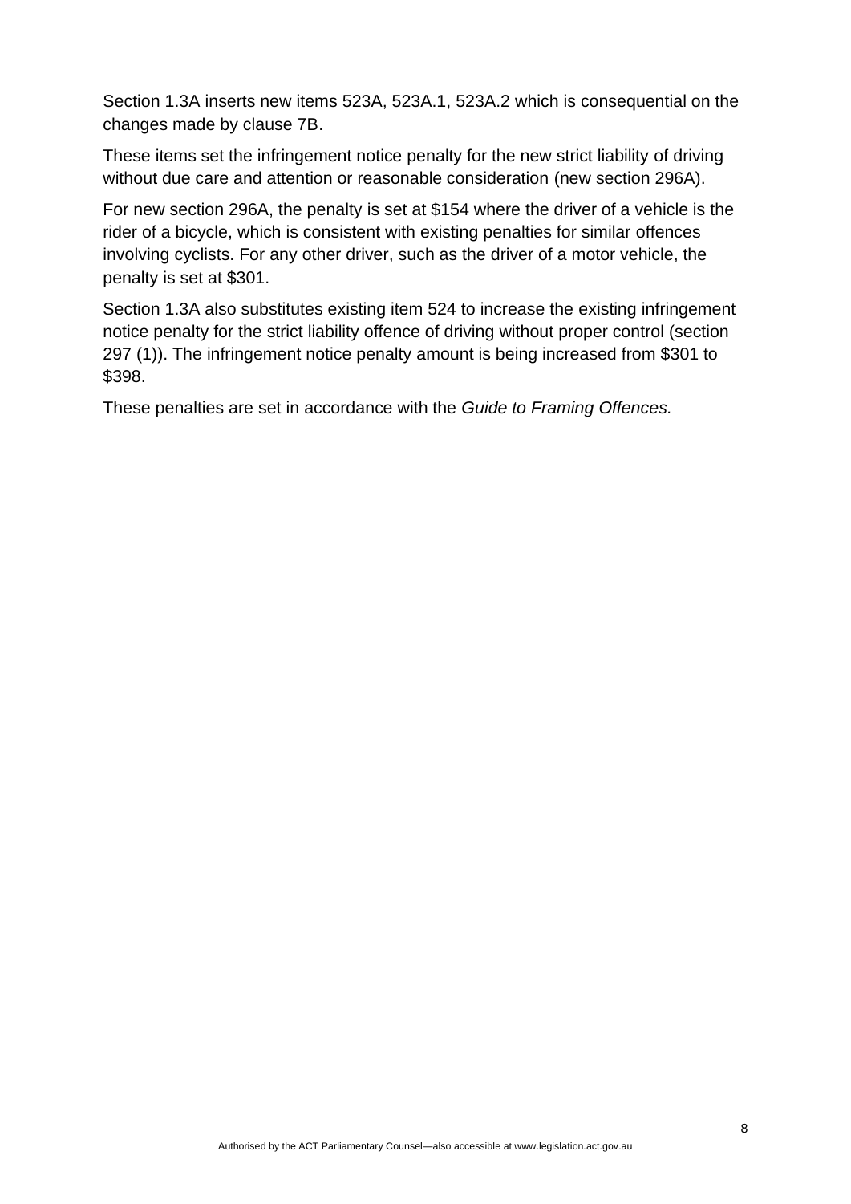Section 1.3A inserts new items 523A, 523A.1, 523A.2 which is consequential on the changes made by clause 7B.

These items set the infringement notice penalty for the new strict liability of driving without due care and attention or reasonable consideration (new section 296A).

For new section 296A, the penalty is set at $154 where the driver of a vehicle is the rider of a bicycle, which is consistent with existing penalties for similar offences involving cyclists. For any other driver, such as the driver of a motor vehicle, the penalty is set at $301.

Section 1.3A also substitutes existing item 524 to increase the existing infringement notice penalty for the strict liability offence of driving without proper control (section 297 (1)). The infringement notice penalty amount is being increased from $301 to $398.

These penalties are set in accordance with the *Guide to Framing Offences.*